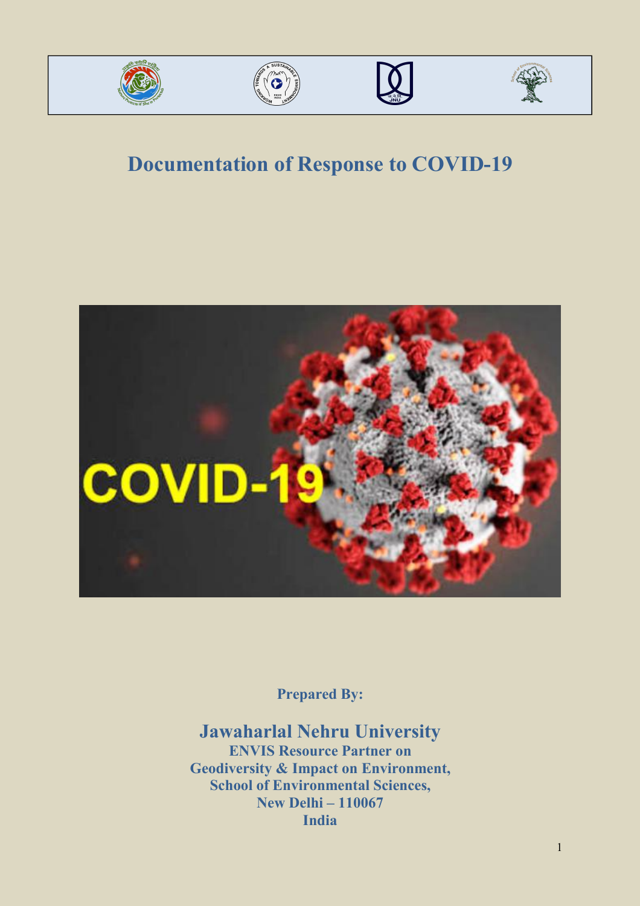# Documentation of Response to COVID-19

**Prepared By:**

## Jawaharlal Nehru University

**ENVIS Resource Partner on**
**Geodiversity & Impact on Environment,**
**School of Environmental Sciences,**
**New Delhi – 110067**
**India**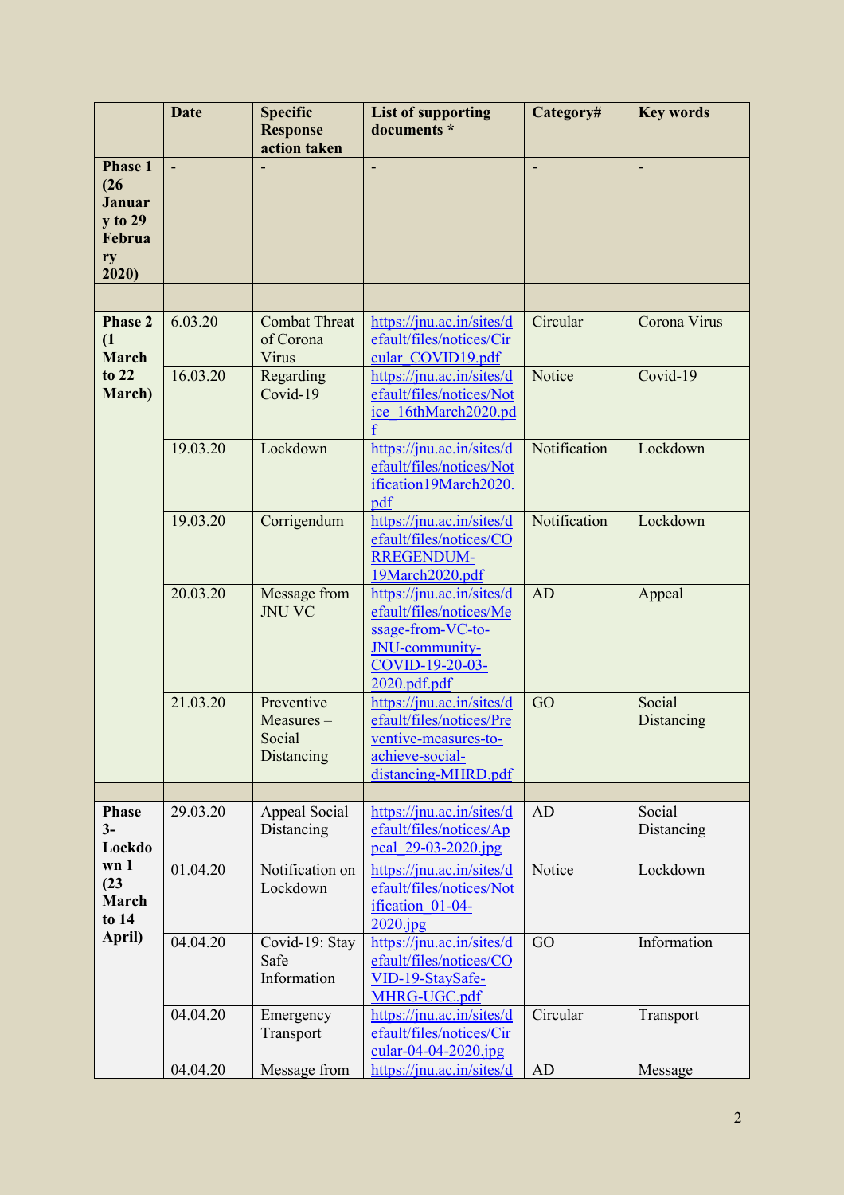|  | Date | Specific Response action taken | List of supporting documents * | Category# | Key words |
|---|---|---|---|---|---|
| **Phase 1 (26 January to 29 February 2020)** | - | - | - | - | - |
|  |  |  |  |  |  |
| **Phase 2 (1 March to 22 March)** | 6.03.20 | Combat Threat of Corona Virus | https://jnu.ac.in/sites/default/files/notices/Circular_COVID19.pdf | Circular | Corona Virus |
|  | 16.03.20 | Regarding Covid-19 | https://jnu.ac.in/sites/default/files/notices/Notice_16thMarch2020.pdf | Notice | Covid-19 |
|  | 19.03.20 | Lockdown | https://jnu.ac.in/sites/default/files/notices/Notification19March2020.pdf | Notification | Lockdown |
|  | 19.03.20 | Corrigendum | https://jnu.ac.in/sites/default/files/notices/CORREGENDUM-19March2020.pdf | Notification | Lockdown |
|  | 20.03.20 | Message from JNU VC | https://jnu.ac.in/sites/default/files/notices/Message-from-VC-to-JNU-community-COVID-19-20-03-2020.pdf.pdf | AD | Appeal |
|  | 21.03.20 | Preventive Measures – Social Distancing | https://jnu.ac.in/sites/default/files/notices/Preventive-measures-to-achieve-social-distancing-MHRD.pdf | GO | Social Distancing |
|  |  |  |  |  |  |
| **Phase 3- Lockdown 1 (23 March to 14 April)** | 29.03.20 | Appeal Social Distancing | https://jnu.ac.in/sites/default/files/notices/Appeal_29-03-2020.jpg | AD | Social Distancing |
|  | 01.04.20 | Notification on Lockdown | https://jnu.ac.in/sites/default/files/notices/Notification_01-04-2020.jpg | Notice | Lockdown |
|  | 04.04.20 | Covid-19: Stay Safe Information | https://jnu.ac.in/sites/default/files/notices/COVID-19-StaySafe-MHRG-UGC.pdf | GO | Information |
|  | 04.04.20 | Emergency Transport | https://jnu.ac.in/sites/default/files/notices/Circular-04-04-2020.jpg | Circular | Transport |
|  | 04.04.20 | Message from | https://jnu.ac.in/sites/d | AD | Message |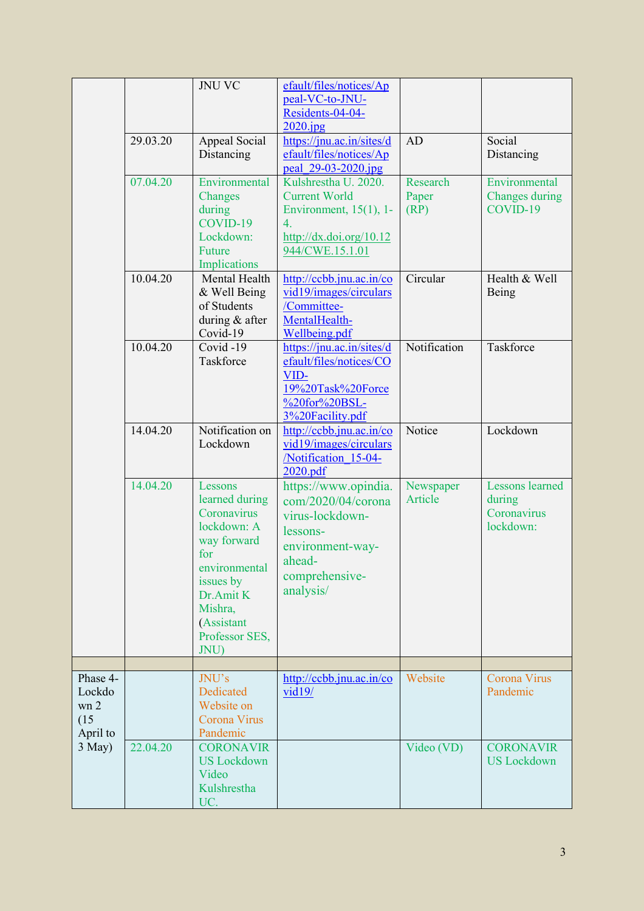| | | | | | |
|---|---|---|---|---|---|
| | | JNU VC | efault/files/notices/Appeal-VC-to-JNU-Residents-04-04-2020.jpg | | |
| | 29.03.20 | Appeal Social Distancing | https://jnu.ac.in/sites/default/files/notices/Appeal_29-03-2020.jpg | AD | Social Distancing |
| | 07.04.20 | Environmental Changes during COVID-19 Lockdown: Future Implications | Kulshrestha U. 2020. Current World Environment, 15(1), 1-4. http://dx.doi.org/10.12944/CWE.15.1.01 | Research Paper (RP) | Environmental Changes during COVID-19 |
| | 10.04.20 | Mental Health & Well Being of Students during & after Covid-19 | http://ccbb.jnu.ac.in/covid19/images/circulars/Committee-MentalHealth-Wellbeing.pdf | Circular | Health & Well Being |
| | 10.04.20 | Covid -19 Taskforce | https://jnu.ac.in/sites/default/files/notices/COVID-19%20Task%20Force%20for%20BSL-3%20Facility.pdf | Notification | Taskforce |
| | 14.04.20 | Notification on Lockdown | http://ccbb.jnu.ac.in/covid19/images/circulars/Notification_15-04-2020.pdf | Notice | Lockdown |
| | 14.04.20 | Lessons learned during Coronavirus lockdown: A way forward for environmental issues by Dr.Amit K Mishra, (Assistant Professor SES, JNU) | https://www.opindia.com/2020/04/coronavirus-lockdown-lessons-environment-way-ahead-comprehensive-analysis/ | Newspaper Article | Lessons learned during Coronavirus lockdown: |
| | | | | | |
| Phase 4-Lockdown 2 (15 April to 3 May) | | JNU's Dedicated Website on Corona Virus Pandemic | http://ccbb.jnu.ac.in/covid19/ | Website | Corona Virus Pandemic |
| | 22.04.20 | CORONAVIRUS Lockdown Video Kulshrestha UC. | | Video (VD) | CORONAVIRUS Lockdown |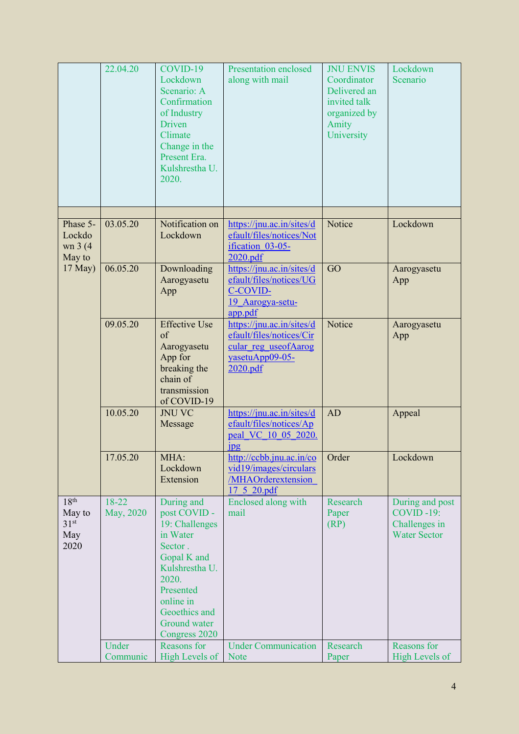|  |  |  |  |  |  |
|---|---|---|---|---|---|
|  | 22.04.20 | COVID-19 Lockdown Scenario: A Confirmation of Industry Driven Climate Change in the Present Era. Kulshrestha U. 2020. | Presentation enclosed along with mail | JNU ENVIS Coordinator Delivered an invited talk organized by Amity University | Lockdown Scenario |
|  |  |  |  |  |  |
| Phase 5- Lockdown 3 (4 May to 17 May) | 03.05.20 | Notification on Lockdown | https://jnu.ac.in/sites/default/files/notices/Notification_03-05-2020.pdf | Notice | Lockdown |
|  | 06.05.20 | Downloading Aarogyasetu App | https://jnu.ac.in/sites/default/files/notices/UGC-COVID-19_Aarogya-setu-app.pdf | GO | Aarogyasetu App |
|  | 09.05.20 | Effective Use of Aarogyasetu App for breaking the chain of transmission of COVID-19 | https://jnu.ac.in/sites/default/files/notices/Circular_reg_useofAarogyasetuApp09-05-2020.pdf | Notice | Aarogyasetu App |
|  | 10.05.20 | JNU VC Message | https://jnu.ac.in/sites/default/files/notices/Appeal_VC_10_05_2020.jpg | AD | Appeal |
|  | 17.05.20 | MHA: Lockdown Extension | http://ccbb.jnu.ac.in/covid19/images/circulars/MHAOrderextension_17_5_20.pdf | Order | Lockdown |
| 18th May to 31st May 2020 | 18-22 May, 2020 | During and post COVID -19: Challenges in Water Sector . Gopal K and Kulshrestha U. 2020. Presented online in Geoethics and Ground water Congress 2020 | Enclosed along with mail | Research Paper (RP) | During and post COVID -19: Challenges in Water Sector |
|  | Under Communic | Reasons for High Levels of | Under Communication Note | Research Paper | Reasons for High Levels of |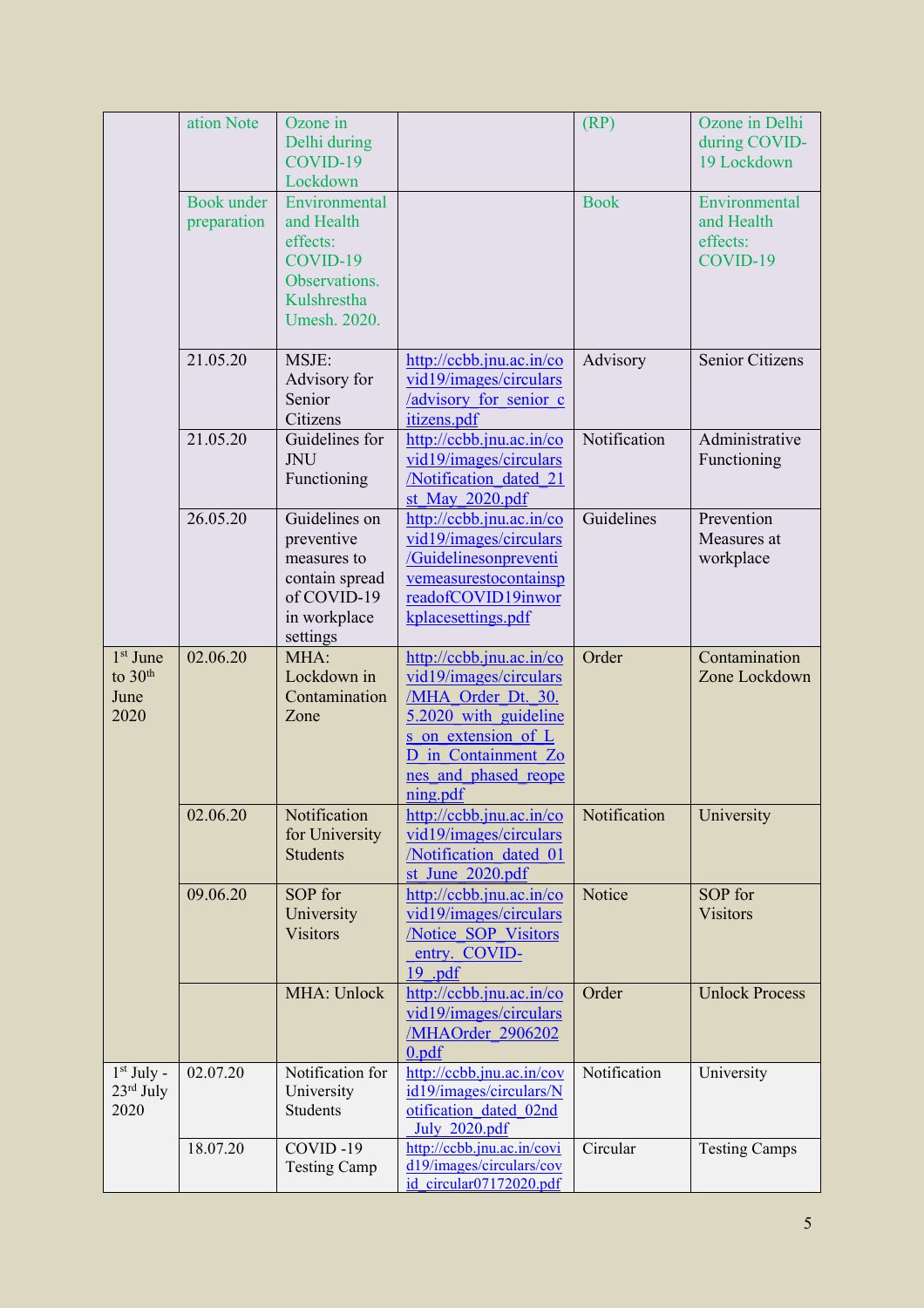| | | | | | |
|---|---|---|---|---|---|
| | ation Note | Ozone in Delhi during COVID-19 Lockdown | | (RP) | Ozone in Delhi during COVID-19 Lockdown |
| | Book under preparation | Environmental and Health effects: COVID-19 Observations. Kulshrestha Umesh. 2020. | | Book | Environmental and Health effects: COVID-19 |
| | 21.05.20 | MSJE: Advisory for Senior Citizens | http://ccbb.jnu.ac.in/covid19/images/circulars/advisory_for_senior_citizens.pdf | Advisory | Senior Citizens |
| | 21.05.20 | Guidelines for JNU Functioning | http://ccbb.jnu.ac.in/covid19/images/circulars/Notification_dated_21st_May_2020.pdf | Notification | Administrative Functioning |
| | 26.05.20 | Guidelines on preventive measures to contain spread of COVID-19 in workplace settings | http://ccbb.jnu.ac.in/covid19/images/circulars/Guidelinesonpreventivemeasurestocontainspreadof COVID19inworkplacesettings.pdf | Guidelines | Prevention Measures at workplace |
| 1st June to 30th June 2020 | 02.06.20 | MHA: Lockdown in Contamination Zone | http://ccbb.jnu.ac.in/covid19/images/circulars/MHA_Order_Dt._30.5.2020_with_guidelines_on_extension_of_LD_in_Containment_Zones_and_phased_reopening.pdf | Order | Contamination Zone Lockdown |
| | 02.06.20 | Notification for University Students | http://ccbb.jnu.ac.in/covid19/images/circulars/Notification_dated_01st_June_2020.pdf | Notification | University |
| | 09.06.20 | SOP for University Visitors | http://ccbb.jnu.ac.in/covid19/images/circulars/Notice_SOP_Visitors_entry._COVID-19_.pdf | Notice | SOP for Visitors |
| | | MHA: Unlock | http://ccbb.jnu.ac.in/covid19/images/circulars/MHAOrder_29062020.pdf | Order | Unlock Process |
| 1st July - 23rd July 2020 | 02.07.20 | Notification for University Students | http://ccbb.jnu.ac.in/covid19/images/circulars/Notification_dated_02nd_July_2020.pdf | Notification | University |
| | 18.07.20 | COVID -19 Testing Camp | http://ccbb.jnu.ac.in/covid19/images/circulars/covid_circular07172020.pdf | Circular | Testing Camps |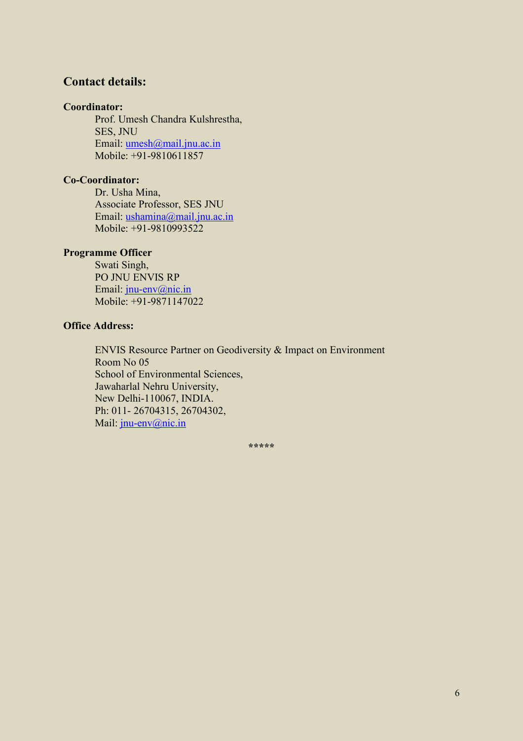## Contact details:

**Coordinator:**

Prof. Umesh Chandra Kulshrestha,
SES, JNU
Email: umesh@mail.jnu.ac.in
Mobile: +91-9810611857

**Co-Coordinator:**

Dr. Usha Mina,
Associate Professor, SES JNU
Email: ushamina@mail.jnu.ac.in
Mobile: +91-9810993522

**Programme Officer**

Swati Singh,
PO JNU ENVIS RP
Email: jnu-env@nic.in
Mobile: +91-9871147022

**Office Address:**

ENVIS Resource Partner on Geodiversity & Impact on Environment
Room No 05
School of Environmental Sciences,
Jawaharlal Nehru University,
New Delhi-110067, INDIA.
Ph: 011- 26704315, 26704302,
Mail: jnu-env@nic.in

*****